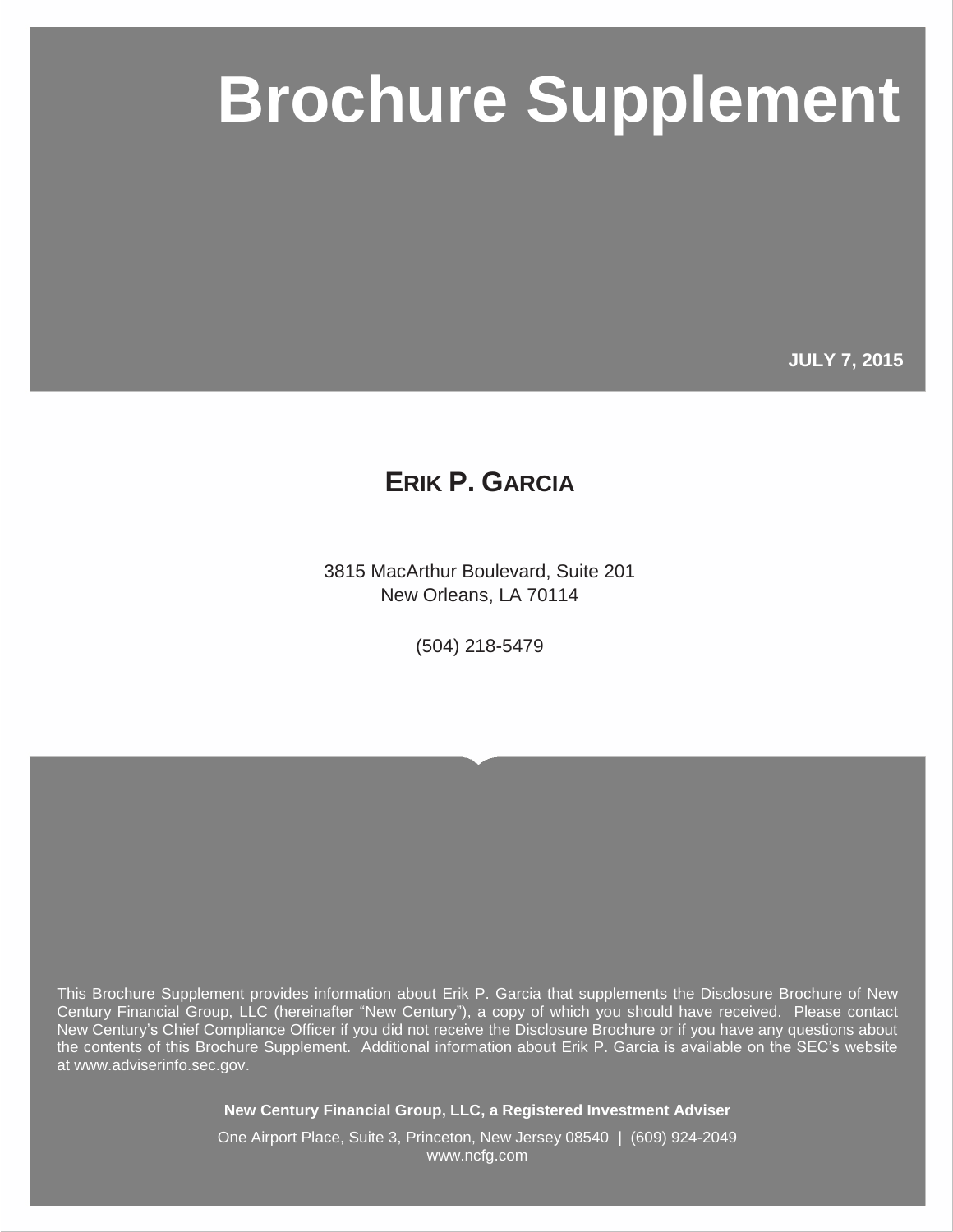# Brochure Supplement

**JULY 7, 2015**

## ERIK P. GARCIA

3815 MacArthur Boulevard, Suite 201
New Orleans, LA 70114

(504) 218-5479

This Brochure Supplement provides information about Erik P. Garcia that supplements the Disclosure Brochure of New Century Financial Group, LLC (hereinafter "New Century"), a copy of which you should have received. Please contact New Century's Chief Compliance Officer if you did not receive the Disclosure Brochure or if you have any questions about the contents of this Brochure Supplement. Additional information about Erik P. Garcia is available on the SEC's website at www.adviserinfo.sec.gov.

**New Century Financial Group, LLC, a Registered Investment Adviser**

One Airport Place, Suite 3, Princeton, New Jersey 08540 | (609) 924-2049
www.ncfg.com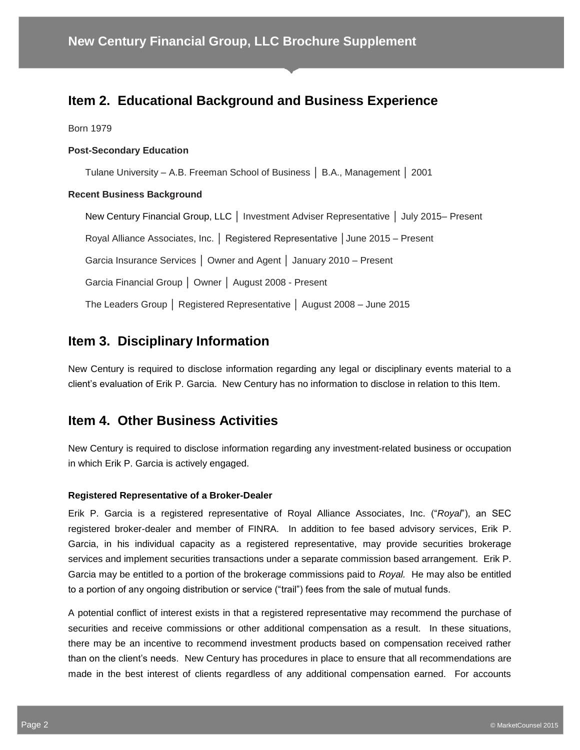## Item 2. Educational Background and Business Experience

Born 1979

**Post-Secondary Education**

Tulane University – A.B. Freeman School of Business │ B.A., Management │ 2001

**Recent Business Background**

New Century Financial Group, LLC │ Investment Adviser Representative │ July 2015– Present

Royal Alliance Associates, Inc. │ Registered Representative │June 2015 – Present

Garcia Insurance Services │ Owner and Agent │ January 2010 – Present

Garcia Financial Group │ Owner │ August 2008 - Present

The Leaders Group │ Registered Representative │ August 2008 – June 2015

## Item 3. Disciplinary Information

New Century is required to disclose information regarding any legal or disciplinary events material to a client's evaluation of Erik P. Garcia. New Century has no information to disclose in relation to this Item.

## Item 4. Other Business Activities

New Century is required to disclose information regarding any investment-related business or occupation in which Erik P. Garcia is actively engaged.

**Registered Representative of a Broker-Dealer**

Erik P. Garcia is a registered representative of Royal Alliance Associates, Inc. ("*Royal*"), an SEC registered broker-dealer and member of FINRA. In addition to fee based advisory services, Erik P. Garcia, in his individual capacity as a registered representative, may provide securities brokerage services and implement securities transactions under a separate commission based arrangement. Erik P. Garcia may be entitled to a portion of the brokerage commissions paid to *Royal.* He may also be entitled to a portion of any ongoing distribution or service ("trail") fees from the sale of mutual funds.

A potential conflict of interest exists in that a registered representative may recommend the purchase of securities and receive commissions or other additional compensation as a result. In these situations, there may be an incentive to recommend investment products based on compensation received rather than on the client's needs. New Century has procedures in place to ensure that all recommendations are made in the best interest of clients regardless of any additional compensation earned. For accounts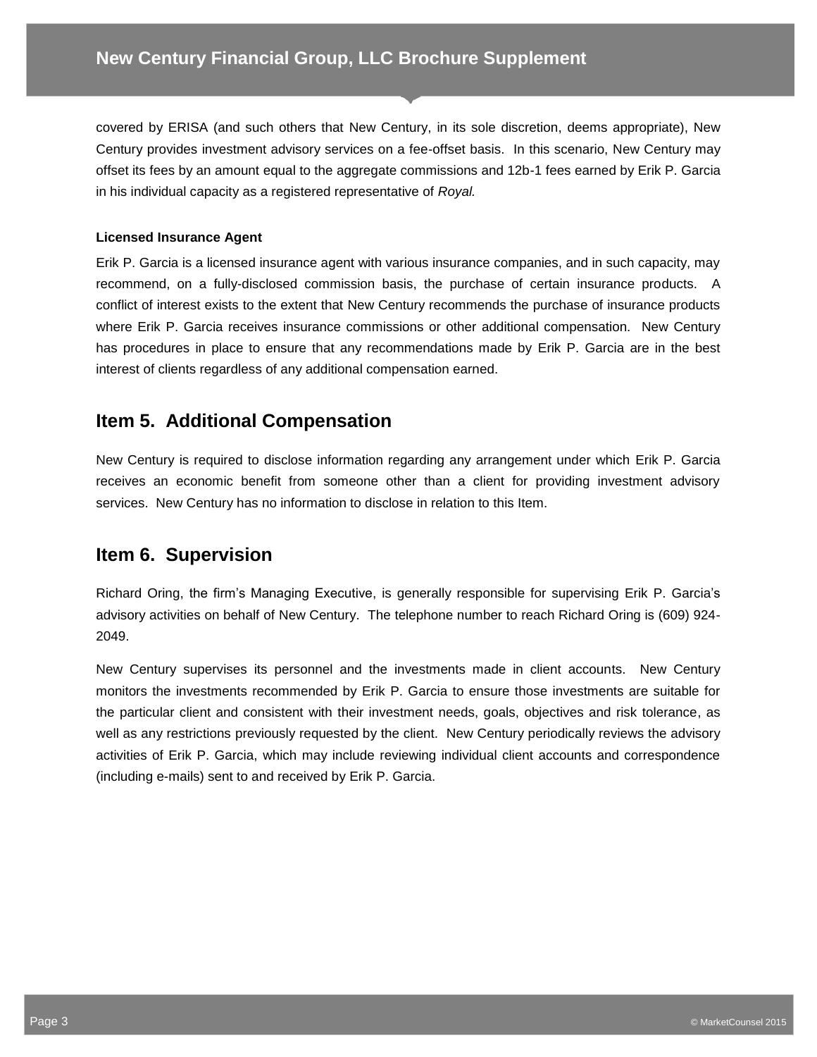covered by ERISA (and such others that New Century, in its sole discretion, deems appropriate), New Century provides investment advisory services on a fee-offset basis. In this scenario, New Century may offset its fees by an amount equal to the aggregate commissions and 12b-1 fees earned by Erik P. Garcia in his individual capacity as a registered representative of *Royal.*

**Licensed Insurance Agent**

Erik P. Garcia is a licensed insurance agent with various insurance companies, and in such capacity, may recommend, on a fully-disclosed commission basis, the purchase of certain insurance products. A conflict of interest exists to the extent that New Century recommends the purchase of insurance products where Erik P. Garcia receives insurance commissions or other additional compensation. New Century has procedures in place to ensure that any recommendations made by Erik P. Garcia are in the best interest of clients regardless of any additional compensation earned.

## Item 5. Additional Compensation

New Century is required to disclose information regarding any arrangement under which Erik P. Garcia receives an economic benefit from someone other than a client for providing investment advisory services. New Century has no information to disclose in relation to this Item.

## Item 6. Supervision

Richard Oring, the firm's Managing Executive, is generally responsible for supervising Erik P. Garcia's advisory activities on behalf of New Century. The telephone number to reach Richard Oring is (609) 924-2049.

New Century supervises its personnel and the investments made in client accounts. New Century monitors the investments recommended by Erik P. Garcia to ensure those investments are suitable for the particular client and consistent with their investment needs, goals, objectives and risk tolerance, as well as any restrictions previously requested by the client. New Century periodically reviews the advisory activities of Erik P. Garcia, which may include reviewing individual client accounts and correspondence (including e-mails) sent to and received by Erik P. Garcia.